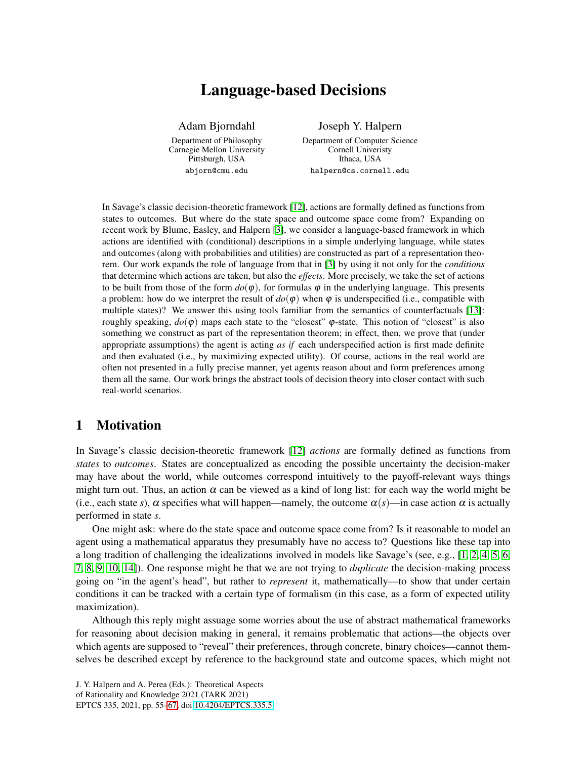# Language-based Decisions

**Adam Bjorndahl**
Department of Philosophy
Carnegie Mellon University
Pittsburgh, USA
abjorn@cmu.edu

**Joseph Y. Halpern**
Department of Computer Science
Cornell Univeristy
Ithaca, USA
halpern@cs.cornell.edu

In Savage's classic decision-theoretic framework [12], actions are formally defined as functions from states to outcomes. But where do the state space and outcome space come from? Expanding on recent work by Blume, Easley, and Halpern [3], we consider a language-based framework in which actions are identified with (conditional) descriptions in a simple underlying language, while states and outcomes (along with probabilities and utilities) are constructed as part of a representation theorem. Our work expands the role of language from that in [3] by using it not only for the *conditions* that determine which actions are taken, but also the *effects*. More precisely, we take the set of actions to be built from those of the form $do(\varphi)$, for formulas $\varphi$ in the underlying language. This presents a problem: how do we interpret the result of $do(\varphi)$ when $\varphi$ is underspecified (i.e., compatible with multiple states)? We answer this using tools familiar from the semantics of counterfactuals [13]: roughly speaking, $do(\varphi)$ maps each state to the "closest" $\varphi$-state. This notion of "closest" is also something we construct as part of the representation theorem; in effect, then, we prove that (under appropriate assumptions) the agent is acting *as if* each underspecified action is first made definite and then evaluated (i.e., by maximizing expected utility). Of course, actions in the real world are often not presented in a fully precise manner, yet agents reason about and form preferences among them all the same. Our work brings the abstract tools of decision theory into closer contact with such real-world scenarios.

## 1 Motivation

In Savage's classic decision-theoretic framework [12] *actions* are formally defined as functions from *states* to *outcomes*. States are conceptualized as encoding the possible uncertainty the decision-maker may have about the world, while outcomes correspond intuitively to the payoff-relevant ways things might turn out. Thus, an action $\alpha$ can be viewed as a kind of long list: for each way the world might be (i.e., each state $s$), $\alpha$ specifies what will happen—namely, the outcome $\alpha(s)$—in case action $\alpha$ is actually performed in state $s$.

One might ask: where do the state space and outcome space come from? Is it reasonable to model an agent using a mathematical apparatus they presumably have no access to? Questions like these tap into a long tradition of challenging the idealizations involved in models like Savage's (see, e.g., [1, 2, 4, 5, 6, 7, 8, 9, 10, 14]). One response might be that we are not trying to *duplicate* the decision-making process going on "in the agent's head", but rather to *represent* it, mathematically—to show that under certain conditions it can be tracked with a certain type of formalism (in this case, as a form of expected utility maximization).

Although this reply might assuage some worries about the use of abstract mathematical frameworks for reasoning about decision making in general, it remains problematic that actions—the objects over which agents are supposed to "reveal" their preferences, through concrete, binary choices—cannot themselves be described except by reference to the background state and outcome spaces, which might not

J. Y. Halpern and A. Perea (Eds.): Theoretical Aspects of Rationality and Knowledge 2021 (TARK 2021)
EPTCS 335, 2021, pp. 55–67, doi:10.4204/EPTCS.335.5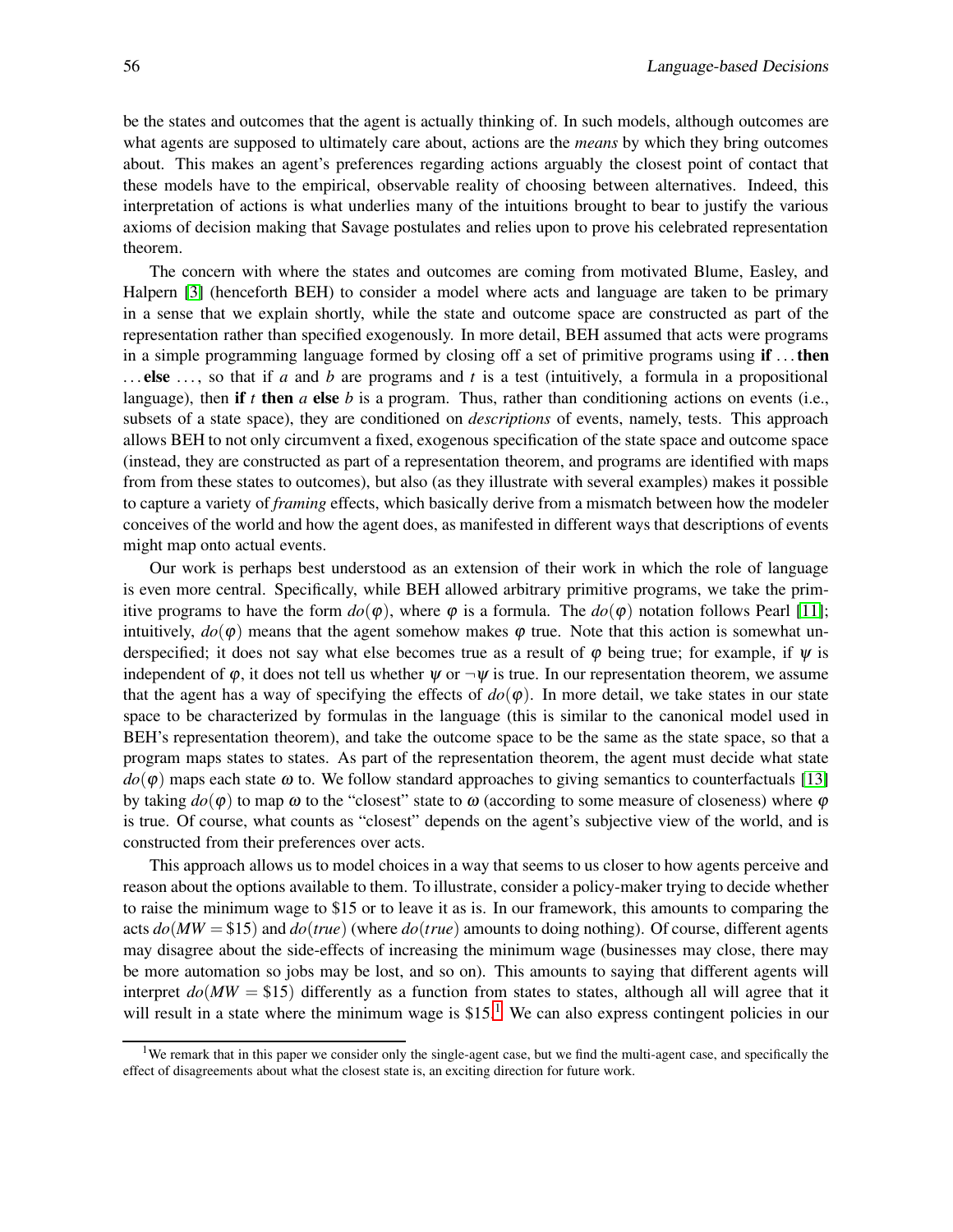be the states and outcomes that the agent is actually thinking of. In such models, although outcomes are what agents are supposed to ultimately care about, actions are the *means* by which they bring outcomes about. This makes an agent's preferences regarding actions arguably the closest point of contact that these models have to the empirical, observable reality of choosing between alternatives. Indeed, this interpretation of actions is what underlies many of the intuitions brought to bear to justify the various axioms of decision making that Savage postulates and relies upon to prove his celebrated representation theorem.

The concern with where the states and outcomes are coming from motivated Blume, Easley, and Halpern [3] (henceforth BEH) to consider a model where acts and language are taken to be primary in a sense that we explain shortly, while the state and outcome space are constructed as part of the representation rather than specified exogenously. In more detail, BEH assumed that acts were programs in a simple programming language formed by closing off a set of primitive programs using **if** ... **then** ... **else** ..., so that if $a$ and $b$ are programs and $t$ is a test (intuitively, a formula in a propositional language), then **if** $t$ **then** $a$ **else** $b$ is a program. Thus, rather than conditioning actions on events (i.e., subsets of a state space), they are conditioned on *descriptions* of events, namely, tests. This approach allows BEH to not only circumvent a fixed, exogenous specification of the state space and outcome space (instead, they are constructed as part of a representation theorem, and programs are identified with maps from from these states to outcomes), but also (as they illustrate with several examples) makes it possible to capture a variety of *framing* effects, which basically derive from a mismatch between how the modeler conceives of the world and how the agent does, as manifested in different ways that descriptions of events might map onto actual events.

Our work is perhaps best understood as an extension of their work in which the role of language is even more central. Specifically, while BEH allowed arbitrary primitive programs, we take the primitive programs to have the form $do(\varphi)$, where $\varphi$ is a formula. The $do(\varphi)$ notation follows Pearl [11]; intuitively, $do(\varphi)$ means that the agent somehow makes $\varphi$ true. Note that this action is somewhat underspecified; it does not say what else becomes true as a result of $\varphi$ being true; for example, if $\psi$ is independent of $\varphi$, it does not tell us whether $\psi$ or $\neg\psi$ is true. In our representation theorem, we assume that the agent has a way of specifying the effects of $do(\varphi)$. In more detail, we take states in our state space to be characterized by formulas in the language (this is similar to the canonical model used in BEH's representation theorem), and take the outcome space to be the same as the state space, so that a program maps states to states. As part of the representation theorem, the agent must decide what state $do(\varphi)$ maps each state $\omega$ to. We follow standard approaches to giving semantics to counterfactuals [13] by taking $do(\varphi)$ to map $\omega$ to the "closest" state to $\omega$ (according to some measure of closeness) where $\varphi$ is true. Of course, what counts as "closest" depends on the agent's subjective view of the world, and is constructed from their preferences over acts.

This approach allows us to model choices in a way that seems to us closer to how agents perceive and reason about the options available to them. To illustrate, consider a policy-maker trying to decide whether to raise the minimum wage to \$15 or to leave it as is. In our framework, this amounts to comparing the acts $do(MW = \$15)$ and $do(true)$ (where $do(true)$ amounts to doing nothing). Of course, different agents may disagree about the side-effects of increasing the minimum wage (businesses may close, there may be more automation so jobs may be lost, and so on). This amounts to saying that different agents will interpret $do(MW = \$15)$ differently as a function from states to states, although all will agree that it will result in a state where the minimum wage is \$15.[1] We can also express contingent policies in our

[1] We remark that in this paper we consider only the single-agent case, but we find the multi-agent case, and specifically the effect of disagreements about what the closest state is, an exciting direction for future work.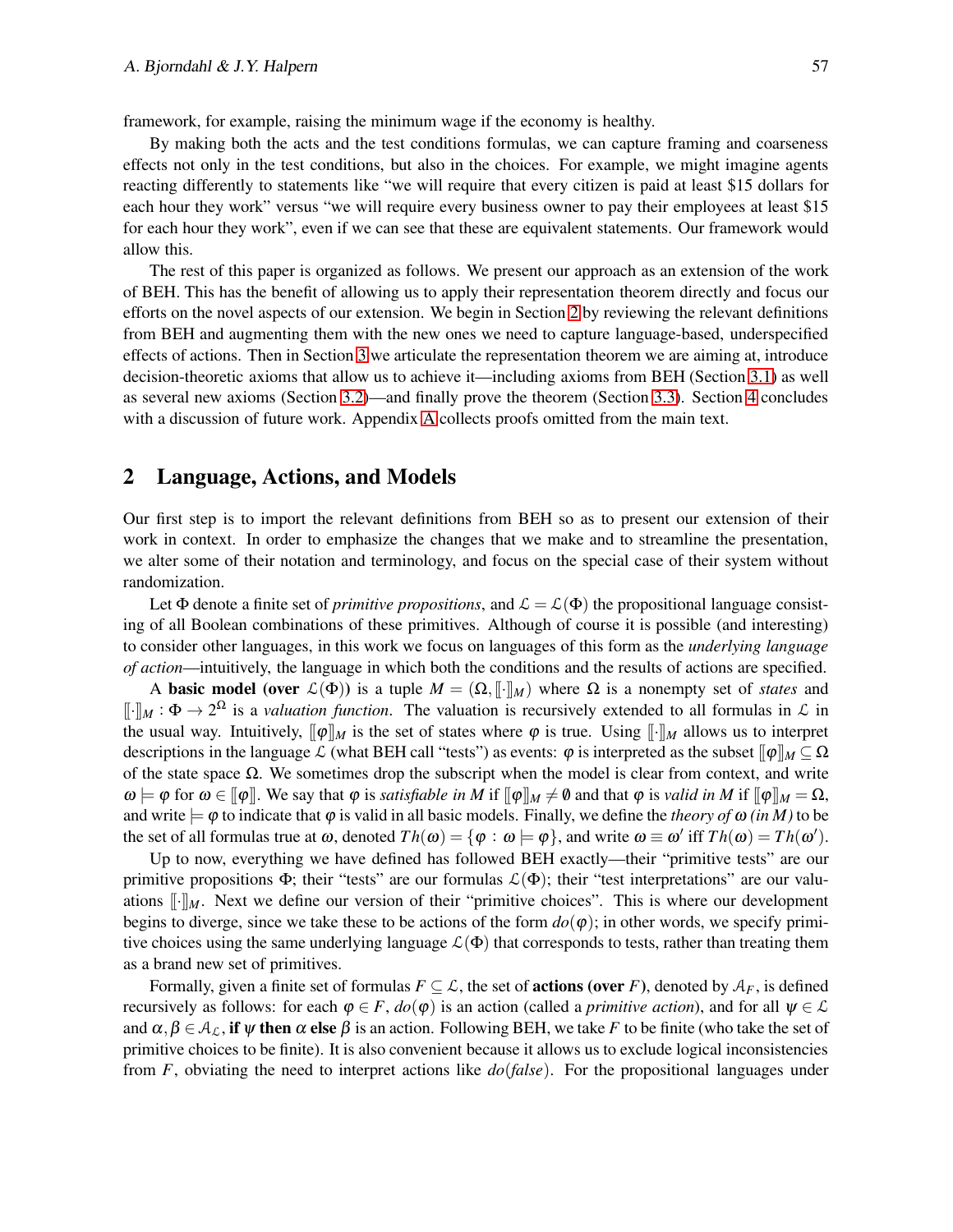framework, for example, raising the minimum wage if the economy is healthy.

By making both the acts and the test conditions formulas, we can capture framing and coarseness effects not only in the test conditions, but also in the choices. For example, we might imagine agents reacting differently to statements like "we will require that every citizen is paid at least \$15 dollars for each hour they work" versus "we will require every business owner to pay their employees at least \$15 for each hour they work", even if we can see that these are equivalent statements. Our framework would allow this.

The rest of this paper is organized as follows. We present our approach as an extension of the work of BEH. This has the benefit of allowing us to apply their representation theorem directly and focus our efforts on the novel aspects of our extension. We begin in Section 2 by reviewing the relevant definitions from BEH and augmenting them with the new ones we need to capture language-based, underspecified effects of actions. Then in Section 3 we articulate the representation theorem we are aiming at, introduce decision-theoretic axioms that allow us to achieve it—including axioms from BEH (Section 3.1) as well as several new axioms (Section 3.2)—and finally prove the theorem (Section 3.3). Section 4 concludes with a discussion of future work. Appendix A collects proofs omitted from the main text.

## 2 Language, Actions, and Models

Our first step is to import the relevant definitions from BEH so as to present our extension of their work in context. In order to emphasize the changes that we make and to streamline the presentation, we alter some of their notation and terminology, and focus on the special case of their system without randomization.

Let $\Phi$ denote a finite set of *primitive propositions*, and $\mathcal{L} = \mathcal{L}(\Phi)$ the propositional language consisting of all Boolean combinations of these primitives. Although of course it is possible (and interesting) to consider other languages, in this work we focus on languages of this form as the *underlying language of action*—intuitively, the language in which both the conditions and the results of actions are specified.

A **basic model (over $\mathcal{L}(\Phi)$)** is a tuple $M = (\Omega, [\![\cdot]\!]_M)$ where $\Omega$ is a nonempty set of *states* and $[\![\cdot]\!]_M : \Phi \to 2^{\Omega}$ is a *valuation function*. The valuation is recursively extended to all formulas in $\mathcal{L}$ in the usual way. Intuitively, $[\![\varphi]\!]_M$ is the set of states where $\varphi$ is true. Using $[\![\cdot]\!]_M$ allows us to interpret descriptions in the language $\mathcal{L}$ (what BEH call "tests") as events: $\varphi$ is interpreted as the subset $[\![\varphi]\!]_M \subseteq \Omega$ of the state space $\Omega$. We sometimes drop the subscript when the model is clear from context, and write $\omega \models \varphi$ for $\omega \in [\![\varphi]\!]$. We say that $\varphi$ is *satisfiable in M* if $[\![\varphi]\!]_M \neq \emptyset$ and that $\varphi$ is *valid in M* if $[\![\varphi]\!]_M = \Omega$, and write $\models \varphi$ to indicate that $\varphi$ is valid in all basic models. Finally, we define the *theory of $\omega$ (in M)* to be the set of all formulas true at $\omega$, denoted $Th(\omega) = \{\varphi : \omega \models \varphi\}$, and write $\omega \equiv \omega'$ iff $Th(\omega) = Th(\omega')$.

Up to now, everything we have defined has followed BEH exactly—their "primitive tests" are our primitive propositions $\Phi$; their "tests" are our formulas $\mathcal{L}(\Phi)$; their "test interpretations" are our valuations $[\![\cdot]\!]_M$. Next we define our version of their "primitive choices". This is where our development begins to diverge, since we take these to be actions of the form $do(\varphi)$; in other words, we specify primitive choices using the same underlying language $\mathcal{L}(\Phi)$ that corresponds to tests, rather than treating them as a brand new set of primitives.

Formally, given a finite set of formulas $F \subseteq \mathcal{L}$, the set of **actions (over $F$)**, denoted by $\mathcal{A}_F$, is defined recursively as follows: for each $\varphi \in F$, $do(\varphi)$ is an action (called a *primitive action*), and for all $\psi \in \mathcal{L}$ and $\alpha, \beta \in \mathcal{A}_{\mathcal{L}}$, **if** $\psi$ **then** $\alpha$ **else** $\beta$ is an action. Following BEH, we take $F$ to be finite (who take the set of primitive choices to be finite). It is also convenient because it allows us to exclude logical inconsistencies from $F$, obviating the need to interpret actions like $do(false)$. For the propositional languages under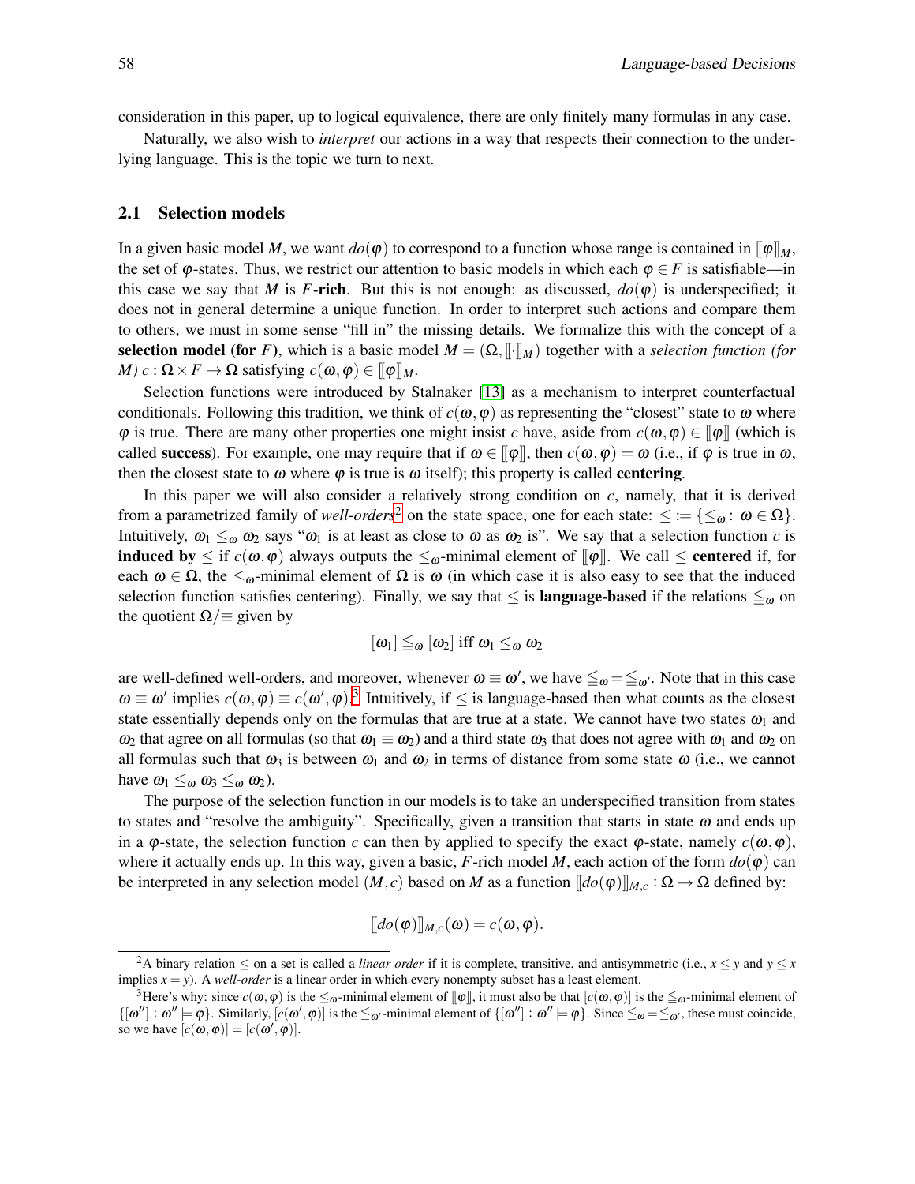consideration in this paper, up to logical equivalence, there are only finitely many formulas in any case.

Naturally, we also wish to *interpret* our actions in a way that respects their connection to the underlying language. This is the topic we turn to next.

### 2.1 Selection models

In a given basic model $M$, we want $do(\varphi)$ to correspond to a function whose range is contained in $[\![\varphi]\!]_M$, the set of $\varphi$-states. Thus, we restrict our attention to basic models in which each $\varphi \in F$ is satisfiable—in this case we say that $M$ is **$F$-rich**. But this is not enough: as discussed, $do(\varphi)$ is underspecified; it does not in general determine a unique function. In order to interpret such actions and compare them to others, we must in some sense "fill in" the missing details. We formalize this with the concept of a **selection model (for $F$)**, which is a basic model $M = (\Omega, [\![\cdot]\!]_M)$ together with a *selection function (for $M$)* $c : \Omega \times F \to \Omega$ satisfying $c(\omega, \varphi) \in [\![\varphi]\!]_M$.

Selection functions were introduced by Stalnaker [13] as a mechanism to interpret counterfactual conditionals. Following this tradition, we think of $c(\omega, \varphi)$ as representing the "closest" state to $\omega$ where $\varphi$ is true. There are many other properties one might insist $c$ have, aside from $c(\omega, \varphi) \in [\![\varphi]\!]$ (which is called **success**). For example, one may require that if $\omega \in [\![\varphi]\!]$, then $c(\omega, \varphi) = \omega$ (i.e., if $\varphi$ is true in $\omega$, then the closest state to $\omega$ where $\varphi$ is true is $\omega$ itself); this property is called **centering**.

In this paper we will also consider a relatively strong condition on $c$, namely, that it is derived from a parametrized family of *well-orders*[2] on the state space, one for each state: $\leq := \{\leq_\omega : \omega \in \Omega\}$. Intuitively, $\omega_1 \leq_\omega \omega_2$ says "$\omega_1$ is at least as close to $\omega$ as $\omega_2$ is". We say that a selection function $c$ is **induced by** $\leq$ if $c(\omega, \varphi)$ always outputs the $\leq_\omega$-minimal element of $[\![\varphi]\!]$. We call $\leq$ **centered** if, for each $\omega \in \Omega$, the $\leq_\omega$-minimal element of $\Omega$ is $\omega$ (in which case it is also easy to see that the induced selection function satisfies centering). Finally, we say that $\leq$ is **language-based** if the relations $\leqq_\omega$ on the quotient $\Omega/\!\equiv$ given by

$$[\omega_1] \leqq_\omega [\omega_2] \text{ iff } \omega_1 \leq_\omega \omega_2$$

are well-defined well-orders, and moreover, whenever $\omega \equiv \omega'$, we have $\leqq_\omega = \leqq_{\omega'}$. Note that in this case $\omega \equiv \omega'$ implies $c(\omega, \varphi) \equiv c(\omega', \varphi)$.[3] Intuitively, if $\leq$ is language-based then what counts as the closest state essentially depends only on the formulas that are true at a state. We cannot have two states $\omega_1$ and $\omega_2$ that agree on all formulas (so that $\omega_1 \equiv \omega_2$) and a third state $\omega_3$ that does not agree with $\omega_1$ and $\omega_2$ on all formulas such that $\omega_3$ is between $\omega_1$ and $\omega_2$ in terms of distance from some state $\omega$ (i.e., we cannot have $\omega_1 \leq_\omega \omega_3 \leq_\omega \omega_2$).

The purpose of the selection function in our models is to take an underspecified transition from states to states and "resolve the ambiguity". Specifically, given a transition that starts in state $\omega$ and ends up in a $\varphi$-state, the selection function $c$ can then by applied to specify the exact $\varphi$-state, namely $c(\omega, \varphi)$, where it actually ends up. In this way, given a basic, $F$-rich model $M$, each action of the form $do(\varphi)$ can be interpreted in any selection model $(M, c)$ based on $M$ as a function $[\![do(\varphi)]\!]_{M,c} : \Omega \to \Omega$ defined by:

$$[\![do(\varphi)]\!]_{M,c}(\omega) = c(\omega, \varphi).$$

---

[2] A binary relation $\leq$ on a set is called a *linear order* if it is complete, transitive, and antisymmetric (i.e., $x \leq y$ and $y \leq x$ implies $x = y$). A *well-order* is a linear order in which every nonempty subset has a least element.

[3] Here's why: since $c(\omega, \varphi)$ is the $\leq_\omega$-minimal element of $[\![\varphi]\!]$, it must also be that $[c(\omega, \varphi)]$ is the $\leqq_\omega$-minimal element of $\{[\omega''] : \omega'' \models \varphi\}$. Similarly, $[c(\omega', \varphi)]$ is the $\leqq_{\omega'}$-minimal element of $\{[\omega''] : \omega'' \models \varphi\}$. Since $\leqq_\omega = \leqq_{\omega'}$, these must coincide, so we have $[c(\omega, \varphi)] = [c(\omega', \varphi)]$.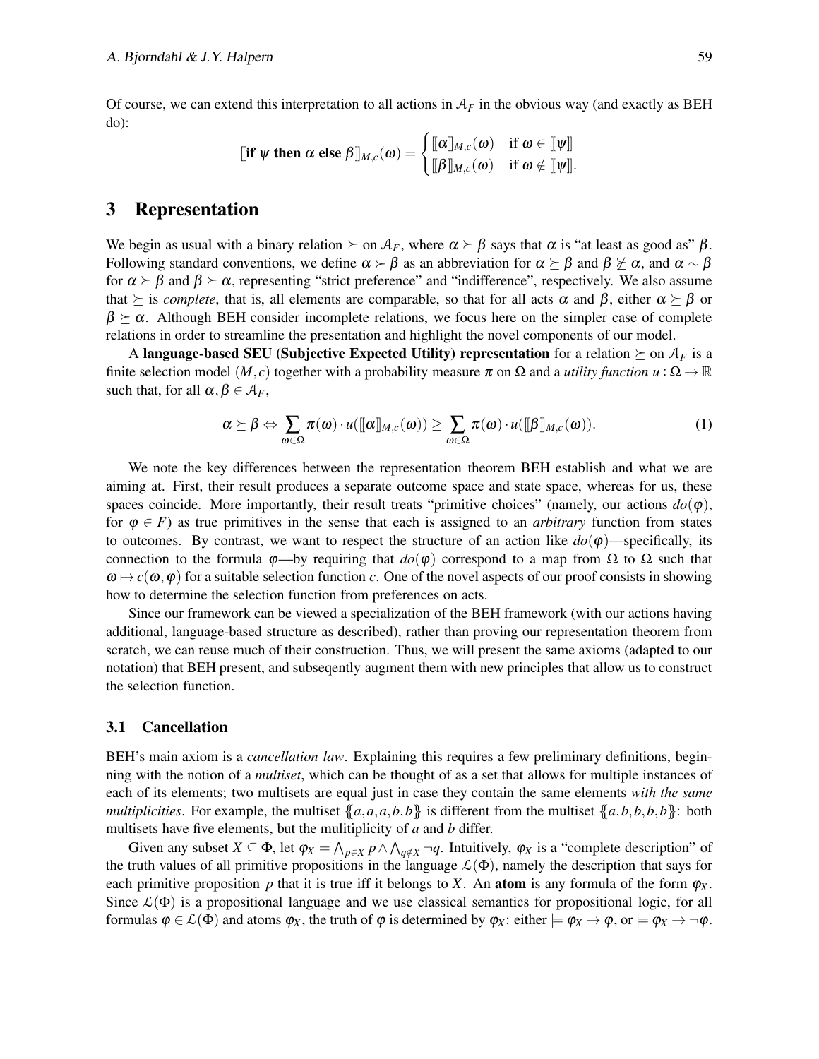Of course, we can extend this interpretation to all actions in $\mathcal{A}_F$ in the obvious way (and exactly as BEH do):

$$[\![\textbf{if } \psi \textbf{ then } \alpha \textbf{ else } \beta]\!]_{M,c}(\omega) = \begin{cases} [\![\alpha]\!]_{M,c}(\omega) & \text{if } \omega \in [\![\psi]\!] \\ [\![\beta]\!]_{M,c}(\omega) & \text{if } \omega \notin [\![\psi]\!]. \end{cases}$$

## 3 Representation

We begin as usual with a binary relation $\succeq$ on $\mathcal{A}_F$, where $\alpha \succeq \beta$ says that $\alpha$ is "at least as good as" $\beta$. Following standard conventions, we define $\alpha \succ \beta$ as an abbreviation for $\alpha \succeq \beta$ and $\beta \not\succeq \alpha$, and $\alpha \sim \beta$ for $\alpha \succeq \beta$ and $\beta \succeq \alpha$, representing "strict preference" and "indifference", respectively. We also assume that $\succeq$ is *complete*, that is, all elements are comparable, so that for all acts $\alpha$ and $\beta$, either $\alpha \succeq \beta$ or $\beta \succeq \alpha$. Although BEH consider incomplete relations, we focus here on the simpler case of complete relations in order to streamline the presentation and highlight the novel components of our model.

A **language-based SEU (Subjective Expected Utility) representation** for a relation $\succeq$ on $\mathcal{A}_F$ is a finite selection model $(M,c)$ together with a probability measure $\pi$ on $\Omega$ and a *utility function* $u : \Omega \to \mathbb{R}$ such that, for all $\alpha, \beta \in \mathcal{A}_F$,

$$\alpha \succeq \beta \Leftrightarrow \sum_{\omega \in \Omega} \pi(\omega) \cdot u([\![\alpha]\!]_{M,c}(\omega)) \geq \sum_{\omega \in \Omega} \pi(\omega) \cdot u([\![\beta]\!]_{M,c}(\omega)). \tag{1}$$

We note the key differences between the representation theorem BEH establish and what we are aiming at. First, their result produces a separate outcome space and state space, whereas for us, these spaces coincide. More importantly, their result treats "primitive choices" (namely, our actions $do(\varphi)$, for $\varphi \in F$) as true primitives in the sense that each is assigned to an *arbitrary* function from states to outcomes. By contrast, we want to respect the structure of an action like $do(\varphi)$—specifically, its connection to the formula $\varphi$—by requiring that $do(\varphi)$ correspond to a map from $\Omega$ to $\Omega$ such that $\omega \mapsto c(\omega, \varphi)$ for a suitable selection function $c$. One of the novel aspects of our proof consists in showing how to determine the selection function from preferences on acts.

Since our framework can be viewed a specialization of the BEH framework (with our actions having additional, language-based structure as described), rather than proving our representation theorem from scratch, we can reuse much of their construction. Thus, we will present the same axioms (adapted to our notation) that BEH present, and subseqently augment them with new principles that allow us to construct the selection function.

### 3.1 Cancellation

BEH's main axiom is a *cancellation law*. Explaining this requires a few preliminary definitions, beginning with the notion of a *multiset*, which can be thought of as a set that allows for multiple instances of each of its elements; two multisets are equal just in case they contain the same elements *with the same multiplicities*. For example, the multiset $\{\!\{a,a,a,b,b\}\!\}$ is different from the multiset $\{\!\{a,b,b,b,b\}\!\}$: both multisets have five elements, but the mulitiplicity of $a$ and $b$ differ.

Given any subset $X \subseteq \Phi$, let $\varphi_X = \bigwedge_{p \in X} p \wedge \bigwedge_{q \notin X} \neg q$. Intuitively, $\varphi_X$ is a "complete description" of the truth values of all primitive propositions in the language $\mathcal{L}(\Phi)$, namely the description that says for each primitive proposition $p$ that it is true iff it belongs to $X$. An **atom** is any formula of the form $\varphi_X$. Since $\mathcal{L}(\Phi)$ is a propositional language and we use classical semantics for propositional logic, for all formulas $\varphi \in \mathcal{L}(\Phi)$ and atoms $\varphi_X$, the truth of $\varphi$ is determined by $\varphi_X$: either $\models \varphi_X \to \varphi$, or $\models \varphi_X \to \neg\varphi$.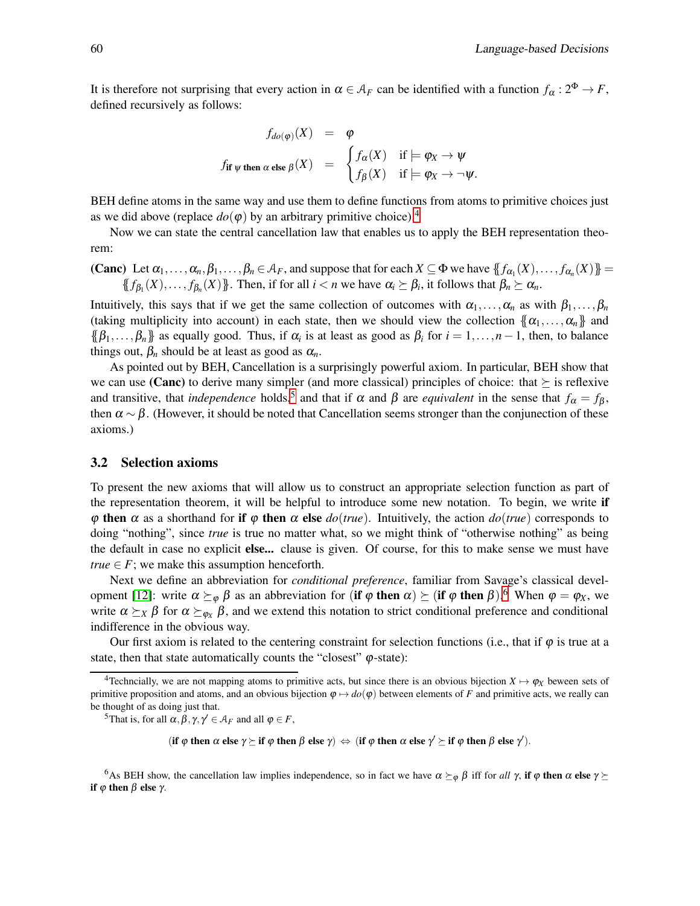It is therefore not surprising that every action in $\alpha \in \mathcal{A}_F$ can be identified with a function $f_\alpha : 2^\Phi \to F$, defined recursively as follows:

$$
\begin{aligned}
f_{do(\varphi)}(X) &= \varphi \\
f_{\textbf{if } \psi \textbf{ then } \alpha \textbf{ else } \beta}(X) &= \begin{cases} f_\alpha(X) & \text{if} \models \varphi_X \to \psi \\ f_\beta(X) & \text{if} \models \varphi_X \to \neg\psi. \end{cases}
\end{aligned}
$$

BEH define atoms in the same way and use them to define functions from atoms to primitive choices just as we did above (replace $do(\varphi)$ by an arbitrary primitive choice).[4]

Now we can state the central cancellation law that enables us to apply the BEH representation theorem:

**(Canc)** Let $\alpha_1, \ldots, \alpha_n, \beta_1, \ldots, \beta_n \in \mathcal{A}_F$, and suppose that for each $X \subseteq \Phi$ we have $\{\!\{ f_{\alpha_1}(X), \ldots, f_{\alpha_n}(X) \}\!\} = \{\!\{ f_{\beta_1}(X), \ldots, f_{\beta_n}(X) \}\!\}$. Then, if for all $i < n$ we have $\alpha_i \succeq \beta_i$, it follows that $\beta_n \succeq \alpha_n$.

Intuitively, this says that if we get the same collection of outcomes with $\alpha_1, \ldots, \alpha_n$ as with $\beta_1, \ldots, \beta_n$ (taking multiplicity into account) in each state, then we should view the collection $\{\!\{\alpha_1, \ldots, \alpha_n\}\!\}$ and $\{\!\{\beta_1, \ldots, \beta_n\}\!\}$ as equally good. Thus, if $\alpha_i$ is at least as good as $\beta_i$ for $i = 1, \ldots, n-1$, then, to balance things out, $\beta_n$ should be at least as good as $\alpha_n$.

As pointed out by BEH, Cancellation is a surprisingly powerful axiom. In particular, BEH show that we can use **(Canc)** to derive many simpler (and more classical) principles of choice: that $\succeq$ is reflexive and transitive, that *independence* holds,[5] and that if $\alpha$ and $\beta$ are *equivalent* in the sense that $f_\alpha = f_\beta$, then $\alpha \sim \beta$. (However, it should be noted that Cancellation seems stronger than the conjunction of these axioms.)

## 3.2 Selection axioms

To present the new axioms that will allow us to construct an appropriate selection function as part of the representation theorem, it will be helpful to introduce some new notation. To begin, we write **if** $\varphi$ **then** $\alpha$ as a shorthand for **if** $\varphi$ **then** $\alpha$ **else** $do(true)$. Intuitively, the action $do(true)$ corresponds to doing "nothing", since *true* is true no matter what, so we might think of "otherwise nothing" as being the default in case no explicit **else...** clause is given. Of course, for this to make sense we must have $true \in F$; we make this assumption henceforth.

Next we define an abbreviation for *conditional preference*, familiar from Savage's classical development [12]: write $\alpha \succeq_\varphi \beta$ as an abbreviation for (**if** $\varphi$ **then** $\alpha$) $\succeq$ (**if** $\varphi$ **then** $\beta$).[6] When $\varphi = \varphi_X$, we write $\alpha \succeq_X \beta$ for $\alpha \succeq_{\varphi_X} \beta$, and we extend this notation to strict conditional preference and conditional indifference in the obvious way.

Our first axiom is related to the centering constraint for selection functions (i.e., that if $\varphi$ is true at a state, then that state automatically counts the "closest" $\varphi$-state):

---

[4] Techncially, we are not mapping atoms to primitive acts, but since there is an obvious bijection $X \mapsto \varphi_X$ beween sets of primitive proposition and atoms, and an obvious bijection $\varphi \mapsto do(\varphi)$ between elements of $F$ and primitive acts, we really can be thought of as doing just that.

[5] That is, for all $\alpha, \beta, \gamma, \gamma' \in \mathcal{A}_F$ and all $\varphi \in F$,

$$(\textbf{if } \varphi \textbf{ then } \alpha \textbf{ else } \gamma \succeq \textbf{if } \varphi \textbf{ then } \beta \textbf{ else } \gamma) \Leftrightarrow (\textbf{if } \varphi \textbf{ then } \alpha \textbf{ else } \gamma' \succeq \textbf{if } \varphi \textbf{ then } \beta \textbf{ else } \gamma').$$

[6] As BEH show, the cancellation law implies independence, so in fact we have $\alpha \succeq_\varphi \beta$ iff for *all* $\gamma$, **if** $\varphi$ **then** $\alpha$ **else** $\gamma \succeq$ **if** $\varphi$ **then** $\beta$ **else** $\gamma$.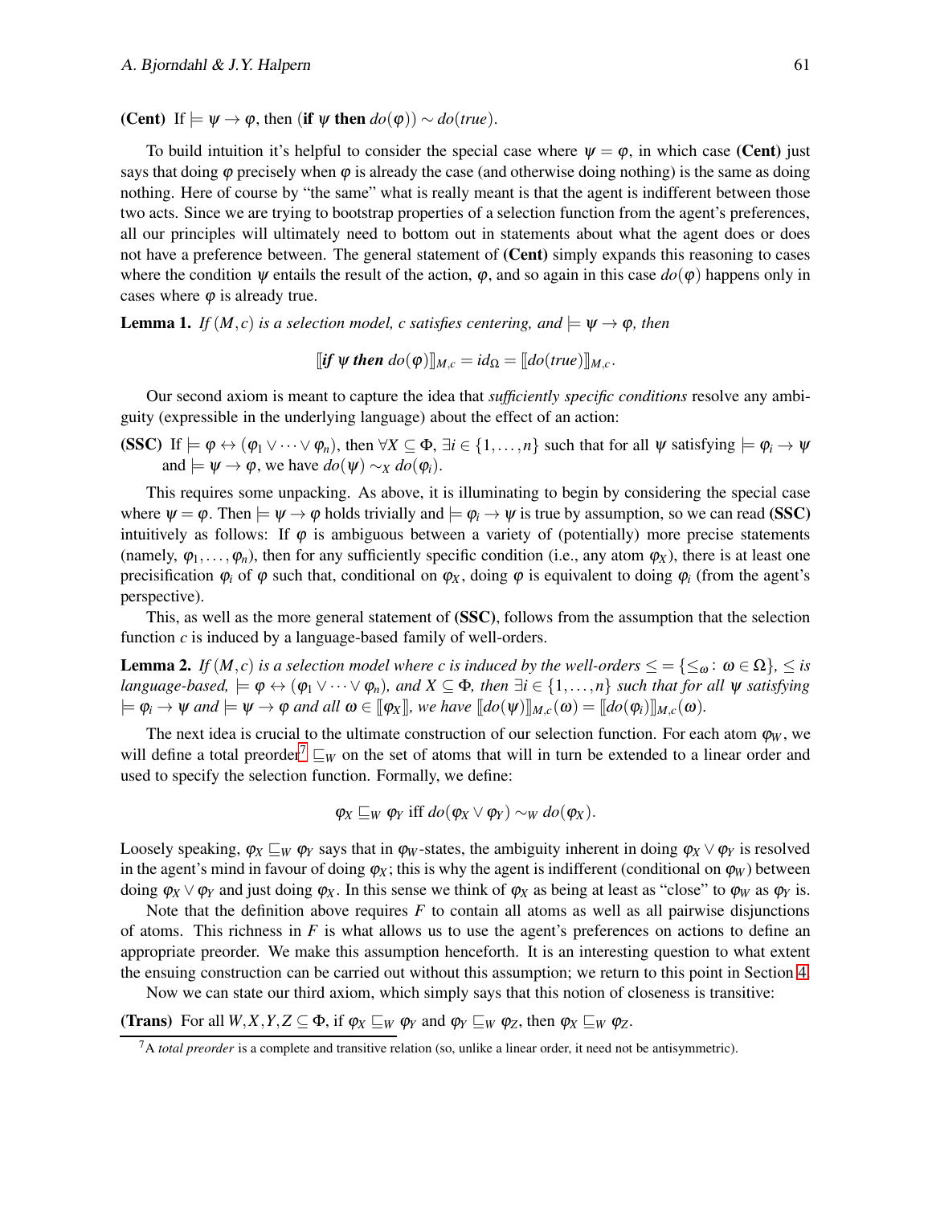**(Cent)** If $\models \psi \rightarrow \varphi$, then (**if** $\psi$ **then** $do(\varphi)$) $\sim do(true)$.

To build intuition it's helpful to consider the special case where $\psi = \varphi$, in which case **(Cent)** just says that doing $\varphi$ precisely when $\varphi$ is already the case (and otherwise doing nothing) is the same as doing nothing. Here of course by "the same" what is really meant is that the agent is indifferent between those two acts. Since we are trying to bootstrap properties of a selection function from the agent's preferences, all our principles will ultimately need to bottom out in statements about what the agent does or does not have a preference between. The general statement of **(Cent)** simply expands this reasoning to cases where the condition $\psi$ entails the result of the action, $\varphi$, and so again in this case $do(\varphi)$ happens only in cases where $\varphi$ is already true.

**Lemma 1.** *If $(M,c)$ is a selection model, $c$ satisfies centering, and $\models \psi \rightarrow \varphi$, then*

$$[\![\textbf{\textit{if}}\ \psi\ \textbf{\textit{then}}\ do(\varphi)]\!]_{M,c} = id_\Omega = [\![do(true)]\!]_{M,c}.$$

Our second axiom is meant to capture the idea that *sufficiently specific conditions* resolve any ambiguity (expressible in the underlying language) about the effect of an action:

**(SSC)** If $\models \varphi \leftrightarrow (\varphi_1 \vee \cdots \vee \varphi_n)$, then $\forall X \subseteq \Phi$, $\exists i \in \{1,\ldots,n\}$ such that for all $\psi$ satisfying $\models \varphi_i \rightarrow \psi$ and $\models \psi \rightarrow \varphi$, we have $do(\psi) \sim_X do(\varphi_i)$.

This requires some unpacking. As above, it is illuminating to begin by considering the special case where $\psi = \varphi$. Then $\models \psi \rightarrow \varphi$ holds trivially and $\models \varphi_i \rightarrow \psi$ is true by assumption, so we can read **(SSC)** intuitively as follows: If $\varphi$ is ambiguous between a variety of (potentially) more precise statements (namely, $\varphi_1,\ldots,\varphi_n$), then for any sufficiently specific condition (i.e., any atom $\varphi_X$), there is at least one precisification $\varphi_i$ of $\varphi$ such that, conditional on $\varphi_X$, doing $\varphi$ is equivalent to doing $\varphi_i$ (from the agent's perspective).

This, as well as the more general statement of **(SSC)**, follows from the assumption that the selection function $c$ is induced by a language-based family of well-orders.

**Lemma 2.** *If $(M,c)$ is a selection model where $c$ is induced by the well-orders $\leq = \{\leq_\omega : \omega \in \Omega\}$, $\leq$ is language-based, $\models \varphi \leftrightarrow (\varphi_1 \vee \cdots \vee \varphi_n)$, and $X \subseteq \Phi$, then $\exists i \in \{1,\ldots,n\}$ such that for all $\psi$ satisfying $\models \varphi_i \rightarrow \psi$ and $\models \psi \rightarrow \varphi$ and all $\omega \in [\![\varphi_X]\!]$, we have $[\![do(\psi)]\!]_{M,c}(\omega) = [\![do(\varphi_i)]\!]_{M,c}(\omega)$.*

The next idea is crucial to the ultimate construction of our selection function. For each atom $\varphi_W$, we will define a total preorder[7] $\sqsubseteq_W$ on the set of atoms that will in turn be extended to a linear order and used to specify the selection function. Formally, we define:

$$\varphi_X \sqsubseteq_W \varphi_Y \text{ iff } do(\varphi_X \vee \varphi_Y) \sim_W do(\varphi_X).$$

Loosely speaking, $\varphi_X \sqsubseteq_W \varphi_Y$ says that in $\varphi_W$-states, the ambiguity inherent in doing $\varphi_X \vee \varphi_Y$ is resolved in the agent's mind in favour of doing $\varphi_X$; this is why the agent is indifferent (conditional on $\varphi_W$) between doing $\varphi_X \vee \varphi_Y$ and just doing $\varphi_X$. In this sense we think of $\varphi_X$ as being at least as "close" to $\varphi_W$ as $\varphi_Y$ is.

Note that the definition above requires $F$ to contain all atoms as well as all pairwise disjunctions of atoms. This richness in $F$ is what allows us to use the agent's preferences on actions to define an appropriate preorder. We make this assumption henceforth. It is an interesting question to what extent the ensuing construction can be carried out without this assumption; we return to this point in Section 4.

Now we can state our third axiom, which simply says that this notion of closeness is transitive:

**(Trans)** For all $W,X,Y,Z \subseteq \Phi$, if $\varphi_X \sqsubseteq_W \varphi_Y$ and $\varphi_Y \sqsubseteq_W \varphi_Z$, then $\varphi_X \sqsubseteq_W \varphi_Z$.

[7] A *total preorder* is a complete and transitive relation (so, unlike a linear order, it need not be antisymmetric).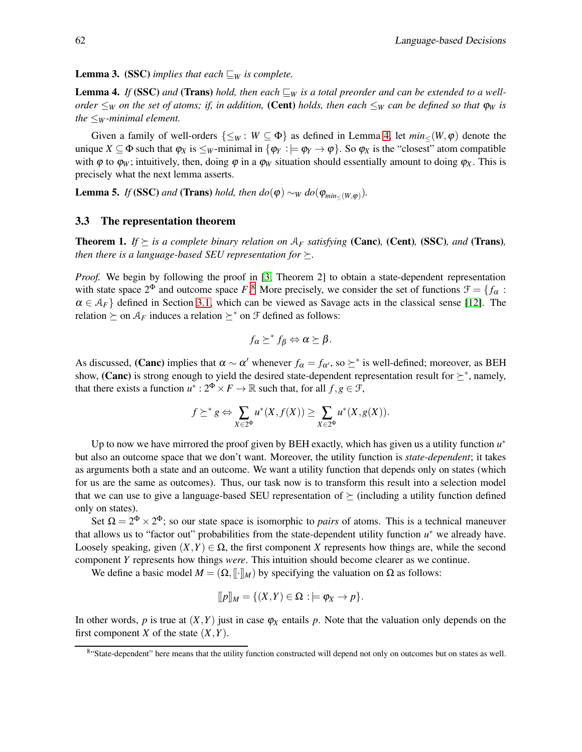**Lemma 3.** **(SSC)** *implies that each* $\sqsubseteq_W$ *is complete.*

**Lemma 4.** *If* **(SSC)** *and* **(Trans)** *hold, then each* $\sqsubseteq_W$ *is a total preorder and can be extended to a well-order* $\leq_W$ *on the set of atoms; if, in addition,* **(Cent)** *holds, then each* $\leq_W$ *can be defined so that* $\varphi_W$ *is the* $\leq_W$*-minimal element.*

Given a family of well-orders $\{\leq_W : W \subseteq \Phi\}$ as defined in Lemma 4, let $min_{\leq}(W,\varphi)$ denote the unique $X \subseteq \Phi$ such that $\varphi_X$ is $\leq_W$-minimal in $\{\varphi_Y : \models \varphi_Y \rightarrow \varphi\}$. So $\varphi_X$ is the "closest" atom compatible with $\varphi$ to $\varphi_W$; intuitively, then, doing $\varphi$ in a $\varphi_W$ situation should essentially amount to doing $\varphi_X$. This is precisely what the next lemma asserts.

**Lemma 5.** *If* **(SSC)** *and* **(Trans)** *hold, then* $do(\varphi) \sim_W do(\varphi_{min_{\leq}(W,\varphi)})$.

## 3.3 The representation theorem

**Theorem 1.** *If* $\succeq$ *is a complete binary relation on* $\mathcal{A}_F$ *satisfying* **(Canc)**, **(Cent)**, **(SSC)**, *and* **(Trans)**, *then there is a language-based SEU representation for* $\succeq$.

*Proof.* We begin by following the proof in [3, Theorem 2] to obtain a state-dependent representation with state space $2^\Phi$ and outcome space $F$.[8] More precisely, we consider the set of functions $\mathcal{F} = \{f_\alpha : \alpha \in \mathcal{A}_F\}$ defined in Section 3.1, which can be viewed as Savage acts in the classical sense [12]. The relation $\succeq$ on $\mathcal{A}_F$ induces a relation $\succeq^*$ on $\mathcal{F}$ defined as follows:

$$f_\alpha \succeq^* f_\beta \Leftrightarrow \alpha \succeq \beta.$$

As discussed, **(Canc)** implies that $\alpha \sim \alpha'$ whenever $f_\alpha = f_{\alpha'}$, so $\succeq^*$ is well-defined; moreover, as BEH show, **(Canc)** is strong enough to yield the desired state-dependent representation result for $\succeq^*$, namely, that there exists a function $u^* : 2^\Phi \times F \rightarrow \mathbb{R}$ such that, for all $f, g \in \mathcal{F}$,

$$f \succeq^* g \Leftrightarrow \sum_{X \in 2^\Phi} u^*(X, f(X)) \geq \sum_{X \in 2^\Phi} u^*(X, g(X)).$$

Up to now we have mirrored the proof given by BEH exactly, which has given us a utility function $u^*$ but also an outcome space that we don't want. Moreover, the utility function is *state-dependent*; it takes as arguments both a state and an outcome. We want a utility function that depends only on states (which for us are the same as outcomes). Thus, our task now is to transform this result into a selection model that we can use to give a language-based SEU representation of $\succeq$ (including a utility function defined only on states).

Set $\Omega = 2^\Phi \times 2^\Phi$; so our state space is isomorphic to *pairs* of atoms. This is a technical maneuver that allows us to "factor out" probabilities from the state-dependent utility function $u^*$ we already have. Loosely speaking, given $(X,Y) \in \Omega$, the first component $X$ represents how things are, while the second component $Y$ represents how things *were*. This intuition should become clearer as we continue.

We define a basic model $M = (\Omega, [\![\cdot]\!]_M)$ by specifying the valuation on $\Omega$ as follows:

$$[\![p]\!]_M = \{(X,Y) \in \Omega : \models \varphi_X \rightarrow p\}.$$

In other words, $p$ is true at $(X,Y)$ just in case $\varphi_X$ entails $p$. Note that the valuation only depends on the first component $X$ of the state $(X,Y)$.

[8] "State-dependent" here means that the utility function constructed will depend not only on outcomes but on states as well.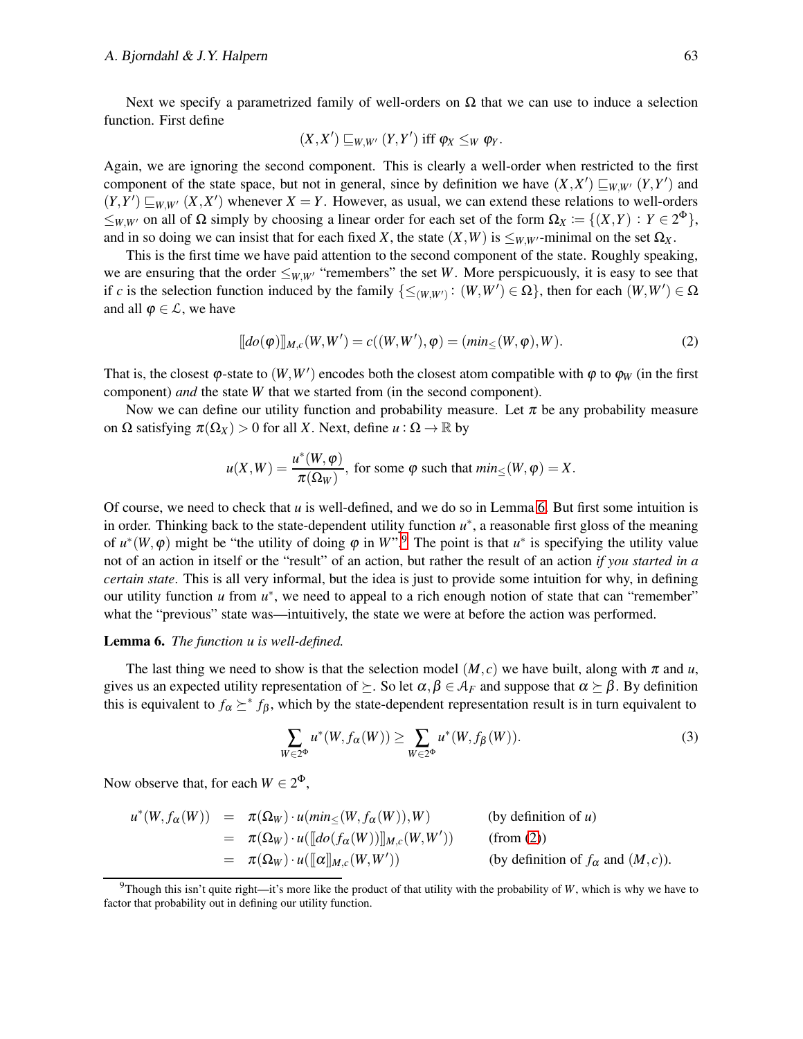Next we specify a parametrized family of well-orders on $\Omega$ that we can use to induce a selection function. First define

$$(X,X') \sqsubseteq_{W,W'} (Y,Y') \text{ iff } \varphi_X \leq_W \varphi_Y.$$

Again, we are ignoring the second component. This is clearly a well-order when restricted to the first component of the state space, but not in general, since by definition we have $(X,X') \sqsubseteq_{W,W'} (Y,Y')$ and $(Y,Y') \sqsubseteq_{W,W'} (X,X')$ whenever $X = Y$. However, as usual, we can extend these relations to well-orders $\leq_{W,W'}$ on all of $\Omega$ simply by choosing a linear order for each set of the form $\Omega_X := \{(X,Y) : Y \in 2^\Phi\}$, and in so doing we can insist that for each fixed $X$, the state $(X,W)$ is $\leq_{W,W'}$-minimal on the set $\Omega_X$.

This is the first time we have paid attention to the second component of the state. Roughly speaking, we are ensuring that the order $\leq_{W,W'}$ "remembers" the set $W$. More perspicuously, it is easy to see that if $c$ is the selection function induced by the family $\{\leq_{(W,W')} : (W,W') \in \Omega\}$, then for each $(W,W') \in \Omega$ and all $\varphi \in \mathcal{L}$, we have

$$[\![do(\varphi)]\!]_{M,c}(W,W') = c((W,W'),\varphi) = (min_{\leq}(W,\varphi),W). \tag{2}$$

That is, the closest $\varphi$-state to $(W,W')$ encodes both the closest atom compatible with $\varphi$ to $\varphi_W$ (in the first component) *and* the state $W$ that we started from (in the second component).

Now we can define our utility function and probability measure. Let $\pi$ be any probability measure on $\Omega$ satisfying $\pi(\Omega_X) > 0$ for all $X$. Next, define $u : \Omega \to \mathbb{R}$ by

$$u(X,W) = \frac{u^*(W,\varphi)}{\pi(\Omega_W)}, \text{ for some } \varphi \text{ such that } min_{\leq}(W,\varphi) = X.$$

Of course, we need to check that $u$ is well-defined, and we do so in Lemma 6. But first some intuition is in order. Thinking back to the state-dependent utility function $u^*$, a reasonable first gloss of the meaning of $u^*(W,\varphi)$ might be "the utility of doing $\varphi$ in $W$".[9] The point is that $u^*$ is specifying the utility value not of an action in itself or the "result" of an action, but rather the result of an action *if you started in a certain state*. This is all very informal, but the idea is just to provide some intuition for why, in defining our utility function $u$ from $u^*$, we need to appeal to a rich enough notion of state that can "remember" what the "previous" state was—intuitively, the state we were at before the action was performed.

**Lemma 6.** *The function u is well-defined.*

The last thing we need to show is that the selection model $(M,c)$ we have built, along with $\pi$ and $u$, gives us an expected utility representation of $\succeq$. So let $\alpha,\beta \in \mathcal{A}_F$ and suppose that $\alpha \succeq \beta$. By definition this is equivalent to $f_\alpha \succeq^* f_\beta$, which by the state-dependent representation result is in turn equivalent to

$$\sum_{W \in 2^\Phi} u^*(W, f_\alpha(W)) \geq \sum_{W \in 2^\Phi} u^*(W, f_\beta(W)). \tag{3}$$

Now observe that, for each $W \in 2^\Phi$,

$$\begin{aligned}
u^*(W, f_\alpha(W)) &= \pi(\Omega_W) \cdot u(min_{\leq}(W, f_\alpha(W)), W) && \text{(by definition of } u\text{)}\\
&= \pi(\Omega_W) \cdot u([\![do(f_\alpha(W))]\!]_{M,c}(W,W')) && \text{(from (2))}\\
&= \pi(\Omega_W) \cdot u([\![\alpha]\!]_{M,c}(W,W')) && \text{(by definition of } f_\alpha \text{ and } (M,c)\text{).}
\end{aligned}$$

[9] Though this isn't quite right—it's more like the product of that utility with the probability of $W$, which is why we have to factor that probability out in defining our utility function.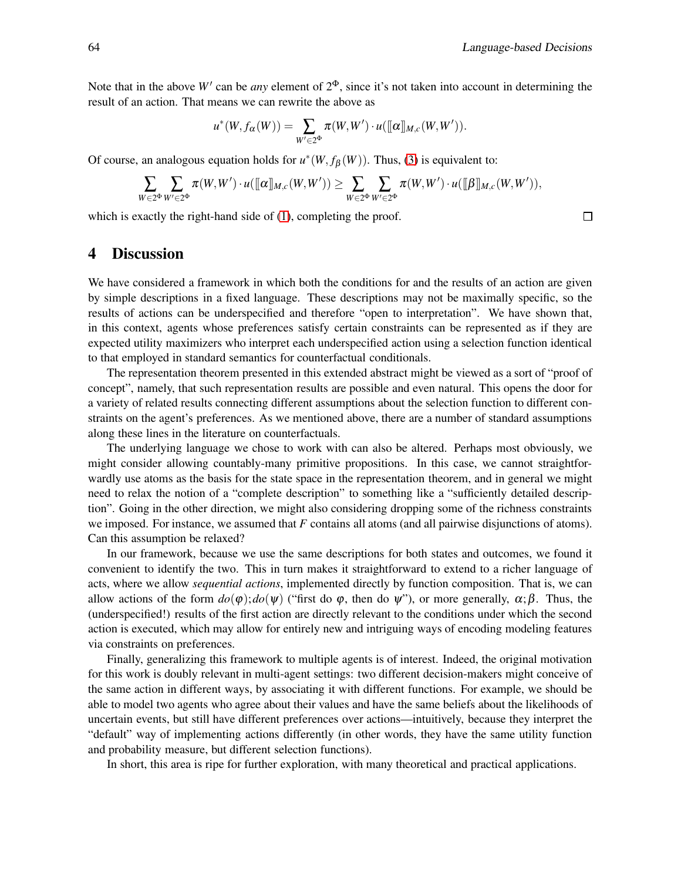Note that in the above $W'$ can be *any* element of $2^\Phi$, since it's not taken into account in determining the result of an action. That means we can rewrite the above as

$$u^*(W, f_\alpha(W)) = \sum_{W' \in 2^\Phi} \pi(W, W') \cdot u([\![\alpha]\!]_{M,c}(W, W')).$$

Of course, an analogous equation holds for $u^*(W, f_\beta(W))$. Thus, (3) is equivalent to:

$$\sum_{W \in 2^\Phi} \sum_{W' \in 2^\Phi} \pi(W, W') \cdot u([\![\alpha]\!]_{M,c}(W, W')) \geq \sum_{W \in 2^\Phi} \sum_{W' \in 2^\Phi} \pi(W, W') \cdot u([\![\beta]\!]_{M,c}(W, W')),$$

which is exactly the right-hand side of (1), completing the proof. □

## 4 Discussion

We have considered a framework in which both the conditions for and the results of an action are given by simple descriptions in a fixed language. These descriptions may not be maximally specific, so the results of actions can be underspecified and therefore "open to interpretation". We have shown that, in this context, agents whose preferences satisfy certain constraints can be represented as if they are expected utility maximizers who interpret each underspecified action using a selection function identical to that employed in standard semantics for counterfactual conditionals.

The representation theorem presented in this extended abstract might be viewed as a sort of "proof of concept", namely, that such representation results are possible and even natural. This opens the door for a variety of related results connecting different assumptions about the selection function to different constraints on the agent's preferences. As we mentioned above, there are a number of standard assumptions along these lines in the literature on counterfactuals.

The underlying language we chose to work with can also be altered. Perhaps most obviously, we might consider allowing countably-many primitive propositions. In this case, we cannot straightforwardly use atoms as the basis for the state space in the representation theorem, and in general we might need to relax the notion of a "complete description" to something like a "sufficiently detailed description". Going in the other direction, we might also considering dropping some of the richness constraints we imposed. For instance, we assumed that $F$ contains all atoms (and all pairwise disjunctions of atoms). Can this assumption be relaxed?

In our framework, because we use the same descriptions for both states and outcomes, we found it convenient to identify the two. This in turn makes it straightforward to extend to a richer language of acts, where we allow *sequential actions*, implemented directly by function composition. That is, we can allow actions of the form $do(\varphi); do(\psi)$ ("first do $\varphi$, then do $\psi$"), or more generally, $\alpha; \beta$. Thus, the (underspecified!) results of the first action are directly relevant to the conditions under which the second action is executed, which may allow for entirely new and intriguing ways of encoding modeling features via constraints on preferences.

Finally, generalizing this framework to multiple agents is of interest. Indeed, the original motivation for this work is doubly relevant in multi-agent settings: two different decision-makers might conceive of the same action in different ways, by associating it with different functions. For example, we should be able to model two agents who agree about their values and have the same beliefs about the likelihoods of uncertain events, but still have different preferences over actions—intuitively, because they interpret the "default" way of implementing actions differently (in other words, they have the same utility function and probability measure, but different selection functions).

In short, this area is ripe for further exploration, with many theoretical and practical applications.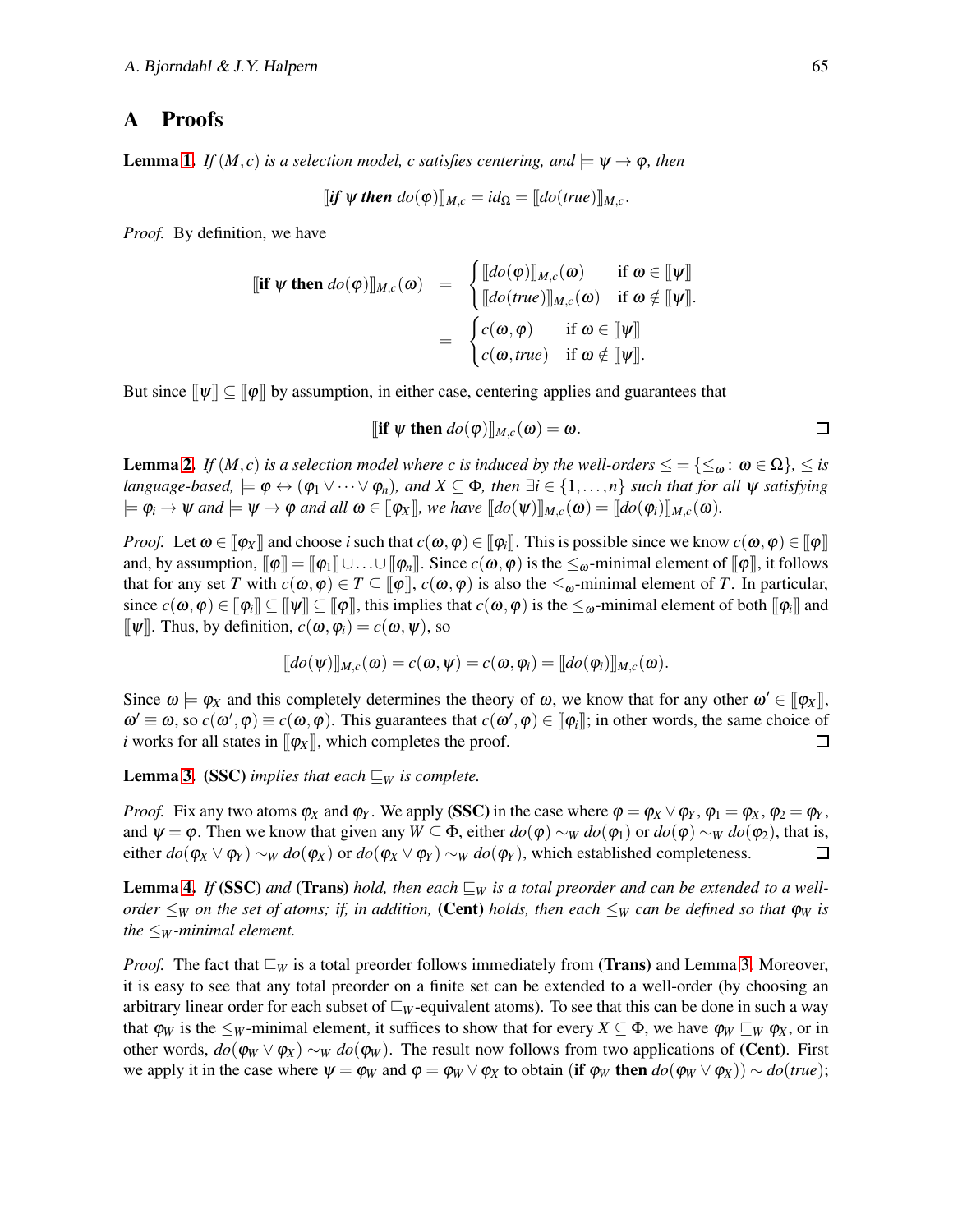## A Proofs

**Lemma 1.** *If $(M,c)$ is a selection model, $c$ satisfies centering, and $\models \psi \rightarrow \varphi$, then*

$$[\![\textbf{\textit{if}}\ \psi\ \textbf{\textit{then}}\ do(\varphi)]\!]_{M,c} = id_\Omega = [\![do(true)]\!]_{M,c}.$$

*Proof.* By definition, we have

$$\begin{aligned}
[\![\textbf{if}\ \psi\ \textbf{then}\ do(\varphi)]\!]_{M,c}(\omega) &= \begin{cases} [\![do(\varphi)]\!]_{M,c}(\omega) & \text{if } \omega \in [\![\psi]\!] \\ [\![do(true)]\!]_{M,c}(\omega) & \text{if } \omega \notin [\![\psi]\!]. \end{cases} \\
&= \begin{cases} c(\omega,\varphi) & \text{if } \omega \in [\![\psi]\!] \\ c(\omega,true) & \text{if } \omega \notin [\![\psi]\!]. \end{cases}
\end{aligned}$$

But since $[\![\psi]\!] \subseteq [\![\varphi]\!]$ by assumption, in either case, centering applies and guarantees that

$$[\![\textbf{if}\ \psi\ \textbf{then}\ do(\varphi)]\!]_{M,c}(\omega) = \omega.$$

□

**Lemma 2.** *If $(M,c)$ is a selection model where $c$ is induced by the well-orders $\leq = \{\leq_\omega : \omega \in \Omega\}$, $\leq$ is language-based, $\models \varphi \leftrightarrow (\varphi_1 \vee \cdots \vee \varphi_n)$, and $X \subseteq \Phi$, then $\exists i \in \{1,\ldots,n\}$ such that for all $\psi$ satisfying $\models \varphi_i \rightarrow \psi$ and $\models \psi \rightarrow \varphi$ and all $\omega \in [\![\varphi_X]\!]$, we have $[\![do(\psi)]\!]_{M,c}(\omega) = [\![do(\varphi_i)]\!]_{M,c}(\omega)$.*

*Proof.* Let $\omega \in [\![\varphi_X]\!]$ and choose $i$ such that $c(\omega,\varphi) \in [\![\varphi_i]\!]$. This is possible since we know $c(\omega,\varphi) \in [\![\varphi]\!]$ and, by assumption, $[\![\varphi]\!] = [\![\varphi_1]\!] \cup \ldots \cup [\![\varphi_n]\!]$. Since $c(\omega,\varphi)$ is the $\leq_\omega$-minimal element of $[\![\varphi]\!]$, it follows that for any set $T$ with $c(\omega,\varphi) \in T \subseteq [\![\varphi]\!]$, $c(\omega,\varphi)$ is also the $\leq_\omega$-minimal element of $T$. In particular, since $c(\omega,\varphi) \in [\![\varphi_i]\!] \subseteq [\![\psi]\!] \subseteq [\![\varphi]\!]$, this implies that $c(\omega,\varphi)$ is the $\leq_\omega$-minimal element of both $[\![\varphi_i]\!]$ and $[\![\psi]\!]$. Thus, by definition, $c(\omega,\varphi_i) = c(\omega,\psi)$, so

$$[\![do(\psi)]\!]_{M,c}(\omega) = c(\omega,\psi) = c(\omega,\varphi_i) = [\![do(\varphi_i)]\!]_{M,c}(\omega).$$

Since $\omega \models \varphi_X$ and this completely determines the theory of $\omega$, we know that for any other $\omega' \in [\![\varphi_X]\!]$, $\omega' \equiv \omega$, so $c(\omega',\varphi) \equiv c(\omega,\varphi)$. This guarantees that $c(\omega',\varphi) \in [\![\varphi_i]\!]$; in other words, the same choice of $i$ works for all states in $[\![\varphi_X]\!]$, which completes the proof. □

**Lemma 3.** **(SSC)** *implies that each $\sqsubseteq_W$ is complete.*

*Proof.* Fix any two atoms $\varphi_X$ and $\varphi_Y$. We apply **(SSC)** in the case where $\varphi = \varphi_X \vee \varphi_Y$, $\varphi_1 = \varphi_X$, $\varphi_2 = \varphi_Y$, and $\psi = \varphi$. Then we know that given any $W \subseteq \Phi$, either $do(\varphi) \sim_W do(\varphi_1)$ or $do(\varphi) \sim_W do(\varphi_2)$, that is, either $do(\varphi_X \vee \varphi_Y) \sim_W do(\varphi_X)$ or $do(\varphi_X \vee \varphi_Y) \sim_W do(\varphi_Y)$, which established completeness. □

**Lemma 4.** *If* **(SSC)** *and* **(Trans)** *hold, then each $\sqsubseteq_W$ is a total preorder and can be extended to a well-order $\leq_W$ on the set of atoms; if, in addition,* **(Cent)** *holds, then each $\leq_W$ can be defined so that $\varphi_W$ is the $\leq_W$-minimal element.*

*Proof.* The fact that $\sqsubseteq_W$ is a total preorder follows immediately from **(Trans)** and Lemma 3. Moreover, it is easy to see that any total preorder on a finite set can be extended to a well-order (by choosing an arbitrary linear order for each subset of $\sqsubseteq_W$-equivalent atoms). To see that this can be done in such a way that $\varphi_W$ is the $\leq_W$-minimal element, it suffices to show that for every $X \subseteq \Phi$, we have $\varphi_W \sqsubseteq_W \varphi_X$, or in other words, $do(\varphi_W \vee \varphi_X) \sim_W do(\varphi_W)$. The result now follows from two applications of **(Cent)**. First we apply it in the case where $\psi = \varphi_W$ and $\varphi = \varphi_W \vee \varphi_X$ to obtain (**if** $\varphi_W$ **then** $do(\varphi_W \vee \varphi_X)) \sim do(true)$;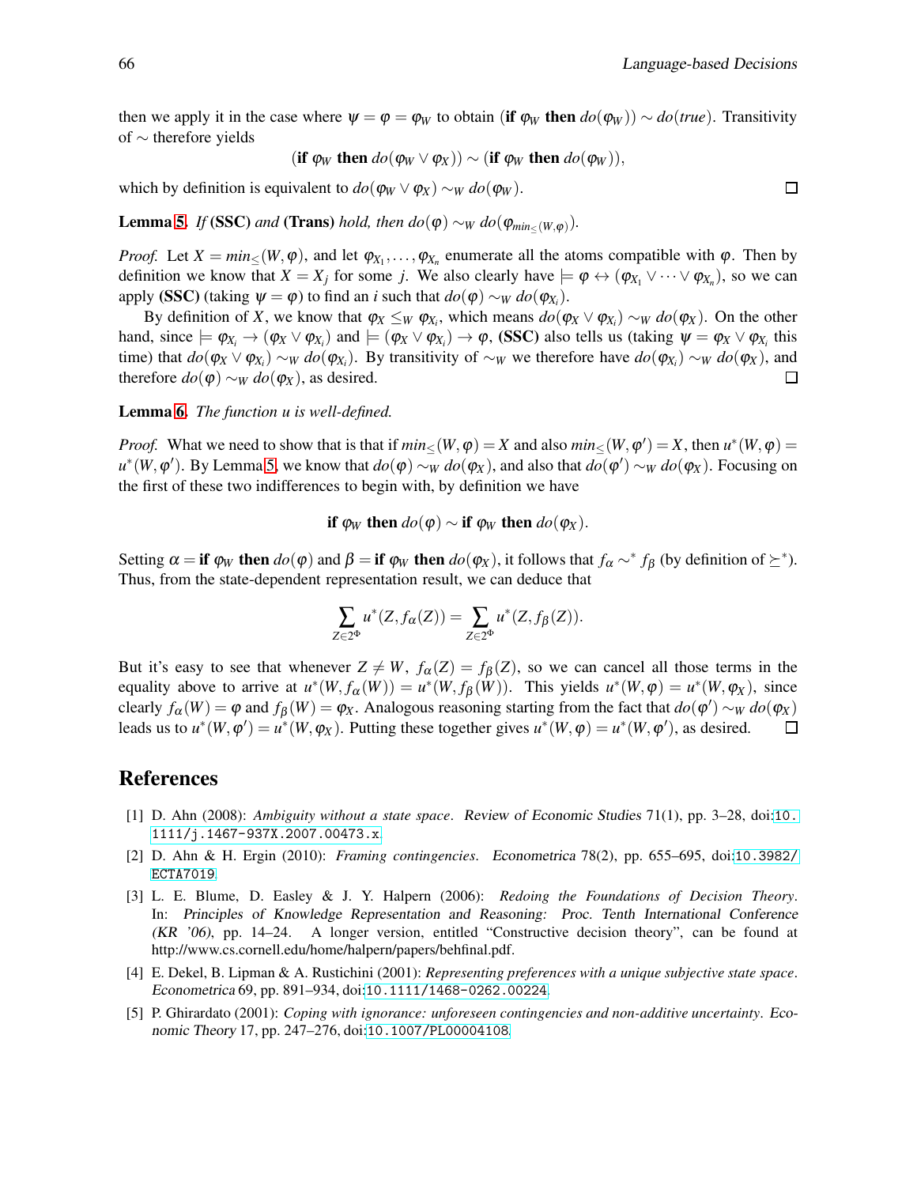then we apply it in the case where $\psi = \varphi = \varphi_W$ to obtain (**if** $\varphi_W$ **then** $do(\varphi_W)) \sim do(true)$. Transitivity of $\sim$ therefore yields

$$(\textbf{if } \varphi_W \textbf{ then } do(\varphi_W \vee \varphi_X)) \sim (\textbf{if } \varphi_W \textbf{ then } do(\varphi_W)),$$

which by definition is equivalent to $do(\varphi_W \vee \varphi_X) \sim_W do(\varphi_W)$. □

**Lemma 5.** *If* **(SSC)** *and* **(Trans)** *hold, then* $do(\varphi) \sim_W do(\varphi_{min_{\leq}(W,\varphi)})$.

*Proof.* Let $X = min_{\leq}(W, \varphi)$, and let $\varphi_{X_1}, \ldots, \varphi_{X_n}$ enumerate all the atoms compatible with $\varphi$. Then by definition we know that $X = X_j$ for some $j$. We also clearly have $\models \varphi \leftrightarrow (\varphi_{X_1} \vee \cdots \vee \varphi_{X_n})$, so we can apply **(SSC)** (taking $\psi = \varphi$) to find an $i$ such that $do(\varphi) \sim_W do(\varphi_{X_i})$.

By definition of $X$, we know that $\varphi_X \leq_W \varphi_{X_i}$, which means $do(\varphi_X \vee \varphi_{X_i}) \sim_W do(\varphi_X)$. On the other hand, since $\models \varphi_{X_i} \rightarrow (\varphi_X \vee \varphi_{X_i})$ and $\models (\varphi_X \vee \varphi_{X_i}) \rightarrow \varphi$, **(SSC)** also tells us (taking $\psi = \varphi_X \vee \varphi_{X_i}$ this time) that $do(\varphi_X \vee \varphi_{X_i}) \sim_W do(\varphi_{X_i})$. By transitivity of $\sim_W$ we therefore have $do(\varphi_{X_i}) \sim_W do(\varphi_X)$, and therefore $do(\varphi) \sim_W do(\varphi_X)$, as desired. □

**Lemma 6.** *The function u is well-defined.*

*Proof.* What we need to show that is that if $min_{\leq}(W, \varphi) = X$ and also $min_{\leq}(W, \varphi') = X$, then $u^*(W, \varphi) = u^*(W, \varphi')$. By Lemma 5, we know that $do(\varphi) \sim_W do(\varphi_X)$, and also that $do(\varphi') \sim_W do(\varphi_X)$. Focusing on the first of these two indifferences to begin with, by definition we have

$$\textbf{if } \varphi_W \textbf{ then } do(\varphi) \sim \textbf{if } \varphi_W \textbf{ then } do(\varphi_X).$$

Setting $\alpha =$ **if** $\varphi_W$ **then** $do(\varphi)$ and $\beta =$ **if** $\varphi_W$ **then** $do(\varphi_X)$, it follows that $f_\alpha \sim^* f_\beta$ (by definition of $\succeq^*$). Thus, from the state-dependent representation result, we can deduce that

$$\sum_{Z \in 2^\Phi} u^*(Z, f_\alpha(Z)) = \sum_{Z \in 2^\Phi} u^*(Z, f_\beta(Z)).$$

But it's easy to see that whenever $Z \neq W$, $f_\alpha(Z) = f_\beta(Z)$, so we can cancel all those terms in the equality above to arrive at $u^*(W, f_\alpha(W)) = u^*(W, f_\beta(W))$. This yields $u^*(W, \varphi) = u^*(W, \varphi_X)$, since clearly $f_\alpha(W) = \varphi$ and $f_\beta(W) = \varphi_X$. Analogous reasoning starting from the fact that $do(\varphi') \sim_W do(\varphi_X)$ leads us to $u^*(W, \varphi') = u^*(W, \varphi_X)$. Putting these together gives $u^*(W, \varphi) = u^*(W, \varphi')$, as desired. □

## References

[1] D. Ahn (2008): *Ambiguity without a state space*. Review of Economic Studies 71(1), pp. 3–28, doi:10.1111/j.1467-937X.2007.00473.x.

[2] D. Ahn & H. Ergin (2010): *Framing contingencies*. Econometrica 78(2), pp. 655–695, doi:10.3982/ECTA7019.

[3] L. E. Blume, D. Easley & J. Y. Halpern (2006): *Redoing the Foundations of Decision Theory*. In: Principles of Knowledge Representation and Reasoning: Proc. Tenth International Conference (KR '06), pp. 14–24. A longer version, entitled "Constructive decision theory", can be found at http://www.cs.cornell.edu/home/halpern/papers/behfinal.pdf.

[4] E. Dekel, B. Lipman & A. Rustichini (2001): *Representing preferences with a unique subjective state space*. Econometrica 69, pp. 891–934, doi:10.1111/1468-0262.00224.

[5] P. Ghirardato (2001): *Coping with ignorance: unforeseen contingencies and non-additive uncertainty*. Economic Theory 17, pp. 247–276, doi:10.1007/PL00004108.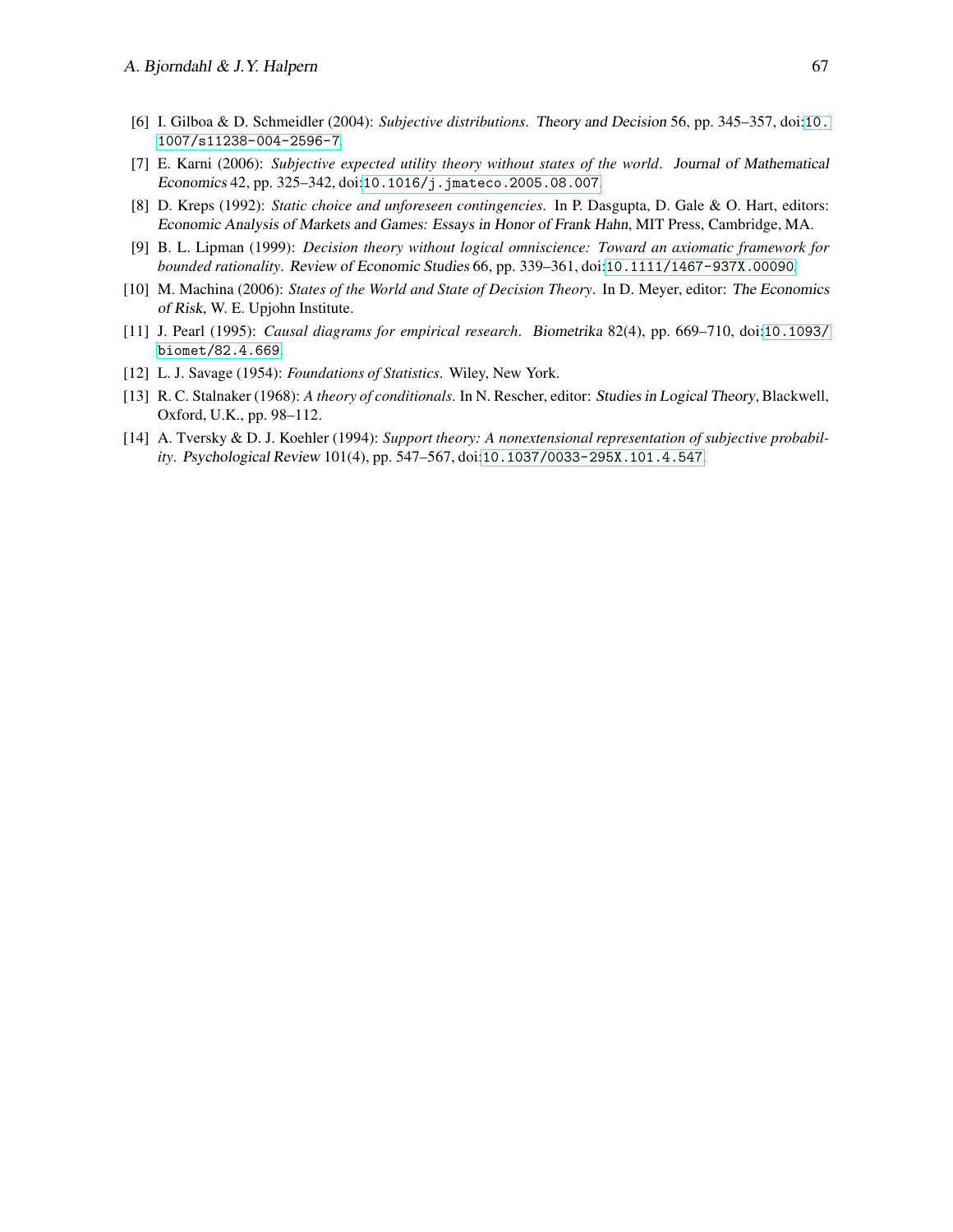- [6] I. Gilboa & D. Schmeidler (2004): *Subjective distributions*. Theory and Decision 56, pp. 345–357, doi:10.1007/s11238-004-2596-7.
- [7] E. Karni (2006): *Subjective expected utility theory without states of the world*. Journal of Mathematical Economics 42, pp. 325–342, doi:10.1016/j.jmateco.2005.08.007.
- [8] D. Kreps (1992): *Static choice and unforeseen contingencies*. In P. Dasgupta, D. Gale & O. Hart, editors: *Economic Analysis of Markets and Games: Essays in Honor of Frank Hahn*, MIT Press, Cambridge, MA.
- [9] B. L. Lipman (1999): *Decision theory without logical omniscience: Toward an axiomatic framework for bounded rationality*. Review of Economic Studies 66, pp. 339–361, doi:10.1111/1467-937X.00090.
- [10] M. Machina (2006): *States of the World and State of Decision Theory*. In D. Meyer, editor: *The Economics of Risk*, W. E. Upjohn Institute.
- [11] J. Pearl (1995): *Causal diagrams for empirical research*. Biometrika 82(4), pp. 669–710, doi:10.1093/biomet/82.4.669.
- [12] L. J. Savage (1954): *Foundations of Statistics*. Wiley, New York.
- [13] R. C. Stalnaker (1968): *A theory of conditionals*. In N. Rescher, editor: *Studies in Logical Theory*, Blackwell, Oxford, U.K., pp. 98–112.
- [14] A. Tversky & D. J. Koehler (1994): *Support theory: A nonextensional representation of subjective probability*. Psychological Review 101(4), pp. 547–567, doi:10.1037/0033-295X.101.4.547.